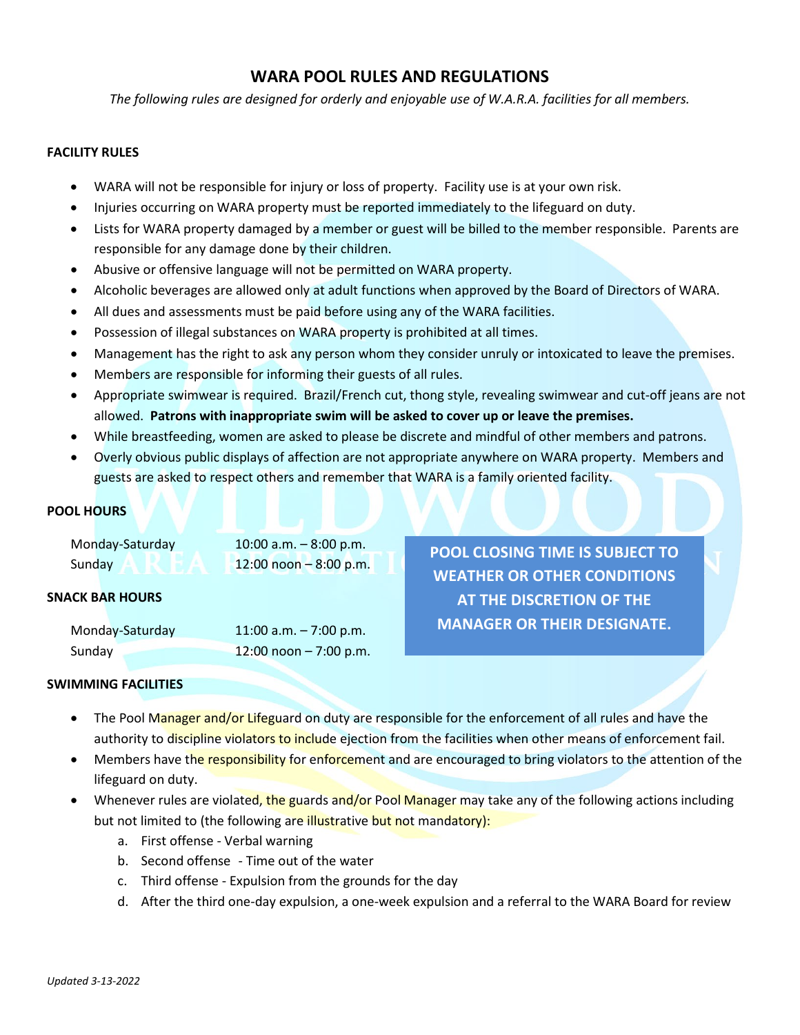# WARA POOL RULES AND REGULATIONS

*The following rules are designed for orderly and enjoyable use of W.A.R.A. facilities for all members.*

## FACILITY RULES

- WARA will not be responsible for injury or loss of property. Facility use is at your own risk.
- Injuries occurring on WARA property must be reported immediately to the lifeguard on duty.
- Lists for WARA property damaged by a member or guest will be billed to the member responsible. Parents are responsible for any damage done by their children.
- Abusive or offensive language will not be permitted on WARA property.
- Alcoholic beverages are allowed only at adult functions when approved by the Board of Directors of WARA.
- All dues and assessments must be paid before using any of the WARA facilities.
- Possession of illegal substances on WARA property is prohibited at all times.
- Management has the right to ask any person whom they consider unruly or intoxicated to leave the premises.
- Members are responsible for informing their guests of all rules.
- Appropriate swimwear is required. Brazil/French cut, thong style, revealing swimwear and cut-off jeans are not allowed. **Patrons with inappropriate swim will be asked to cover up or leave the premises.**
- While breastfeeding, women are asked to please be discrete and mindful of other members and patrons.
- Overly obvious public displays of affection are not appropriate anywhere on WARA property. Members and guests are asked to respect others and remember that WARA is a family oriented facility.

## POOL HOURS

| | |
|---|---|
| Monday-Saturday | 10:00 a.m. – 8:00 p.m. |
| Sunday | 12:00 noon – 8:00 p.m. |

## SNACK BAR HOURS

| | |
|---|---|
| Monday-Saturday | 11:00 a.m. – 7:00 p.m. |
| Sunday | 12:00 noon – 7:00 p.m. |

**POOL CLOSING TIME IS SUBJECT TO WEATHER OR OTHER CONDITIONS AT THE DISCRETION OF THE MANAGER OR THEIR DESIGNATE.**

## SWIMMING FACILITIES

- The Pool Manager and/or Lifeguard on duty are responsible for the enforcement of all rules and have the authority to discipline violators to include ejection from the facilities when other means of enforcement fail.
- Members have the responsibility for enforcement and are encouraged to bring violators to the attention of the lifeguard on duty.
- Whenever rules are violated, the guards and/or Pool Manager may take any of the following actions including but not limited to (the following are illustrative but not mandatory):
  a. First offense - Verbal warning
  b. Second offense - Time out of the water
  c. Third offense - Expulsion from the grounds for the day
  d. After the third one-day expulsion, a one-week expulsion and a referral to the WARA Board for review

*Updated 3-13-2022*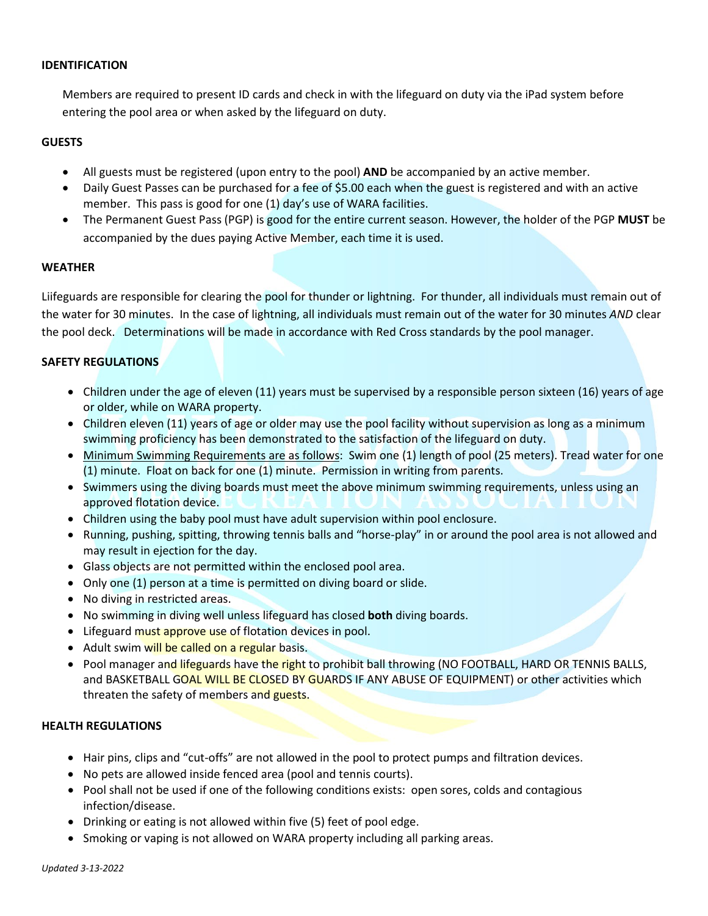**IDENTIFICATION**

Members are required to present ID cards and check in with the lifeguard on duty via the iPad system before entering the pool area or when asked by the lifeguard on duty.

**GUESTS**

- All guests must be registered (upon entry to the pool) **AND** be accompanied by an active member.
- Daily Guest Passes can be purchased for a fee of $5.00 each when the guest is registered and with an active member. This pass is good for one (1) day's use of WARA facilities.
- The Permanent Guest Pass (PGP) is good for the entire current season. However, the holder of the PGP **MUST** be accompanied by the dues paying Active Member, each time it is used.

**WEATHER**

Liifeguards are responsible for clearing the pool for thunder or lightning. For thunder, all individuals must remain out of the water for 30 minutes. In the case of lightning, all individuals must remain out of the water for 30 minutes *AND* clear the pool deck. Determinations will be made in accordance with Red Cross standards by the pool manager.

**SAFETY REGULATIONS**

- Children under the age of eleven (11) years must be supervised by a responsible person sixteen (16) years of age or older, while on WARA property.
- Children eleven (11) years of age or older may use the pool facility without supervision as long as a minimum swimming proficiency has been demonstrated to the satisfaction of the lifeguard on duty.
- Minimum Swimming Requirements are as follows: Swim one (1) length of pool (25 meters). Tread water for one (1) minute. Float on back for one (1) minute. Permission in writing from parents.
- Swimmers using the diving boards must meet the above minimum swimming requirements, unless using an approved flotation device.
- Children using the baby pool must have adult supervision within pool enclosure.
- Running, pushing, spitting, throwing tennis balls and "horse-play" in or around the pool area is not allowed and may result in ejection for the day.
- Glass objects are not permitted within the enclosed pool area.
- Only one (1) person at a time is permitted on diving board or slide.
- No diving in restricted areas.
- No swimming in diving well unless lifeguard has closed **both** diving boards.
- Lifeguard must approve use of flotation devices in pool.
- Adult swim will be called on a regular basis.
- Pool manager and lifeguards have the right to prohibit ball throwing (NO FOOTBALL, HARD OR TENNIS BALLS, and BASKETBALL GOAL WILL BE CLOSED BY GUARDS IF ANY ABUSE OF EQUIPMENT) or other activities which threaten the safety of members and guests.

**HEALTH REGULATIONS**

- Hair pins, clips and "cut-offs" are not allowed in the pool to protect pumps and filtration devices.
- No pets are allowed inside fenced area (pool and tennis courts).
- Pool shall not be used if one of the following conditions exists: open sores, colds and contagious infection/disease.
- Drinking or eating is not allowed within five (5) feet of pool edge.
- Smoking or vaping is not allowed on WARA property including all parking areas.

*Updated 3-13-2022*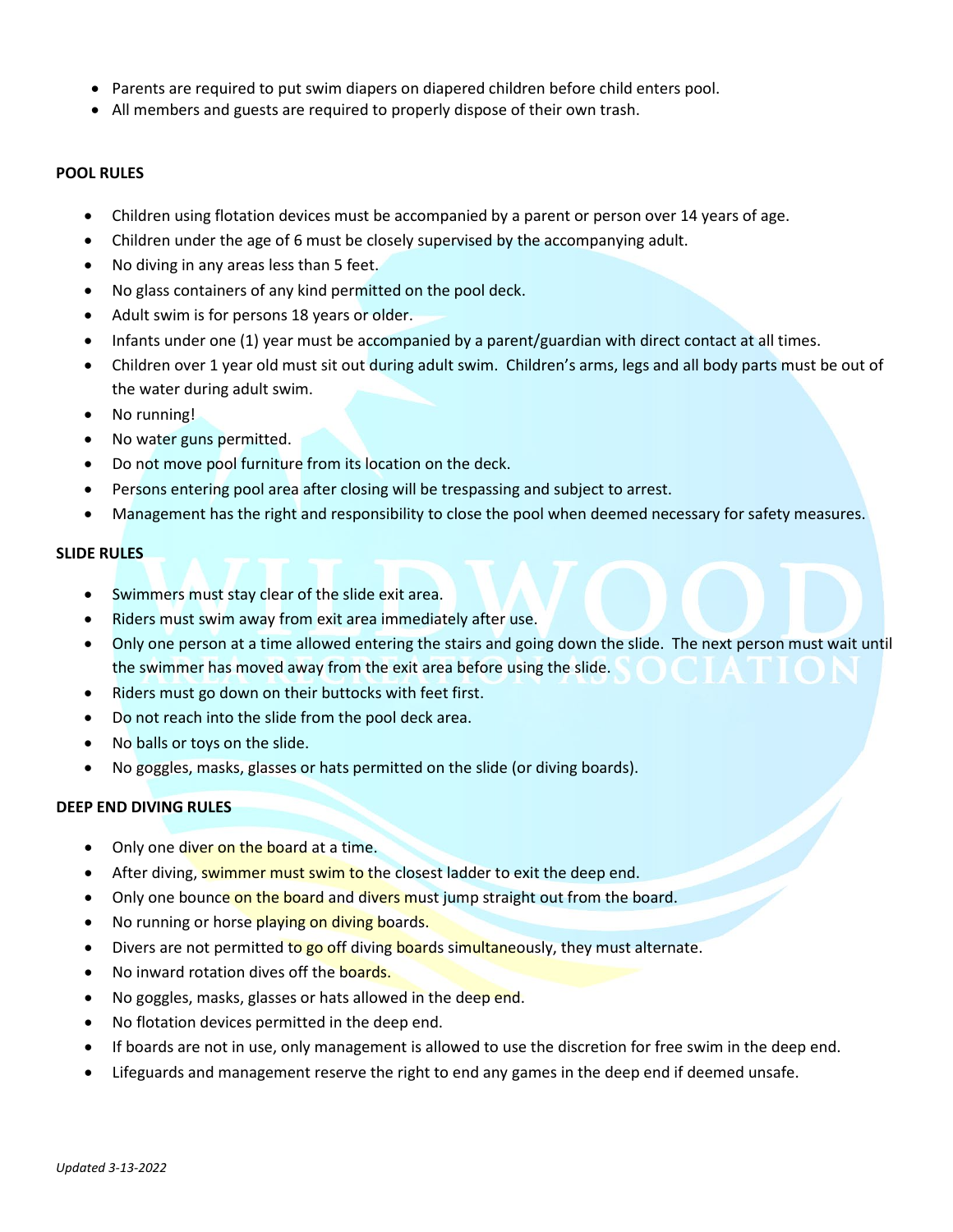- Parents are required to put swim diapers on diapered children before child enters pool.
- All members and guests are required to properly dispose of their own trash.

**POOL RULES**

- Children using flotation devices must be accompanied by a parent or person over 14 years of age.
- Children under the age of 6 must be closely supervised by the accompanying adult.
- No diving in any areas less than 5 feet.
- No glass containers of any kind permitted on the pool deck.
- Adult swim is for persons 18 years or older.
- Infants under one (1) year must be accompanied by a parent/guardian with direct contact at all times.
- Children over 1 year old must sit out during adult swim. Children's arms, legs and all body parts must be out of the water during adult swim.
- No running!
- No water guns permitted.
- Do not move pool furniture from its location on the deck.
- Persons entering pool area after closing will be trespassing and subject to arrest.
- Management has the right and responsibility to close the pool when deemed necessary for safety measures.

**SLIDE RULES**

- Swimmers must stay clear of the slide exit area.
- Riders must swim away from exit area immediately after use.
- Only one person at a time allowed entering the stairs and going down the slide. The next person must wait until the swimmer has moved away from the exit area before using the slide.
- Riders must go down on their buttocks with feet first.
- Do not reach into the slide from the pool deck area.
- No balls or toys on the slide.
- No goggles, masks, glasses or hats permitted on the slide (or diving boards).

**DEEP END DIVING RULES**

- Only one diver on the board at a time.
- After diving, swimmer must swim to the closest ladder to exit the deep end.
- Only one bounce on the board and divers must jump straight out from the board.
- No running or horse playing on diving boards.
- Divers are not permitted to go off diving boards simultaneously, they must alternate.
- No inward rotation dives off the boards.
- No goggles, masks, glasses or hats allowed in the deep end.
- No flotation devices permitted in the deep end.
- If boards are not in use, only management is allowed to use the discretion for free swim in the deep end.
- Lifeguards and management reserve the right to end any games in the deep end if deemed unsafe.

*Updated 3-13-2022*